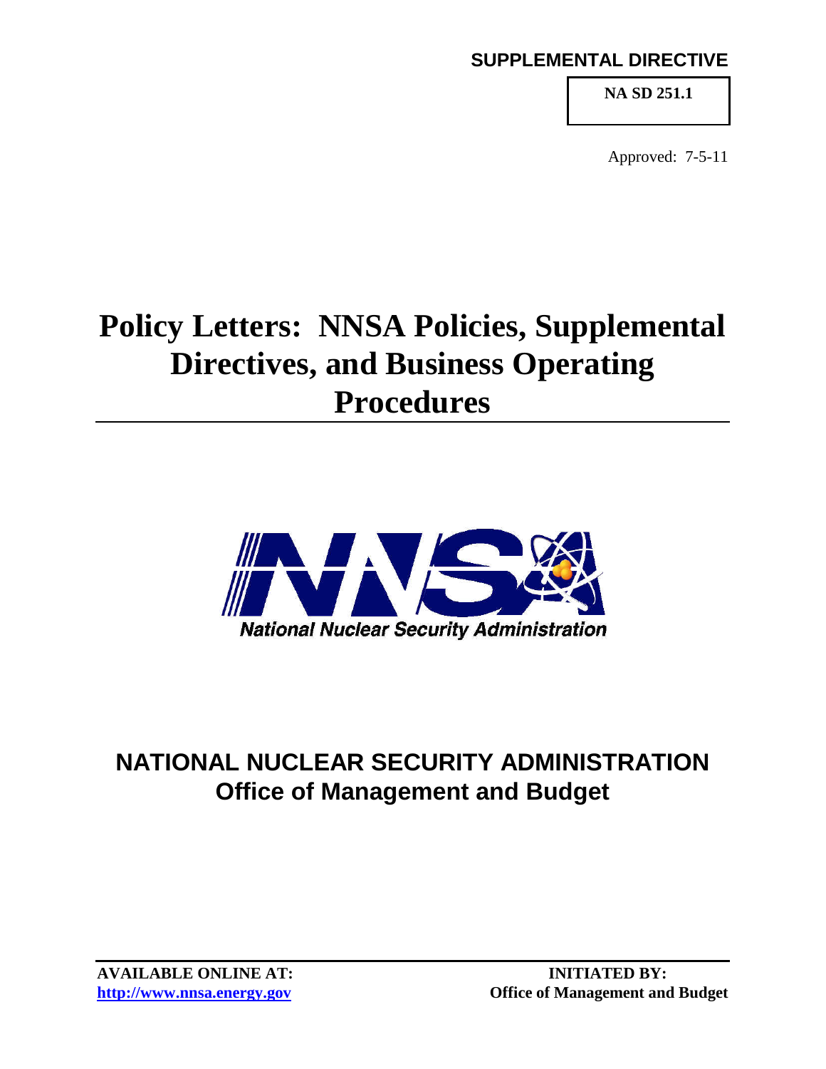**SUPPLEMENTAL DIRECTIVE**

**NA SD 251.1**

Approved: 7-5-11

# Policy Letters: NNSA Policies, Supplemental Directives, and Business Operating Procedures

National Nuclear Security Administration

## NATIONAL NUCLEAR SECURITY ADMINISTRATION
## Office of Management and Budget

**AVAILABLE ONLINE AT:**
**http://www.nnsa.energy.gov**

**INITIATED BY:**
**Office of Management and Budget**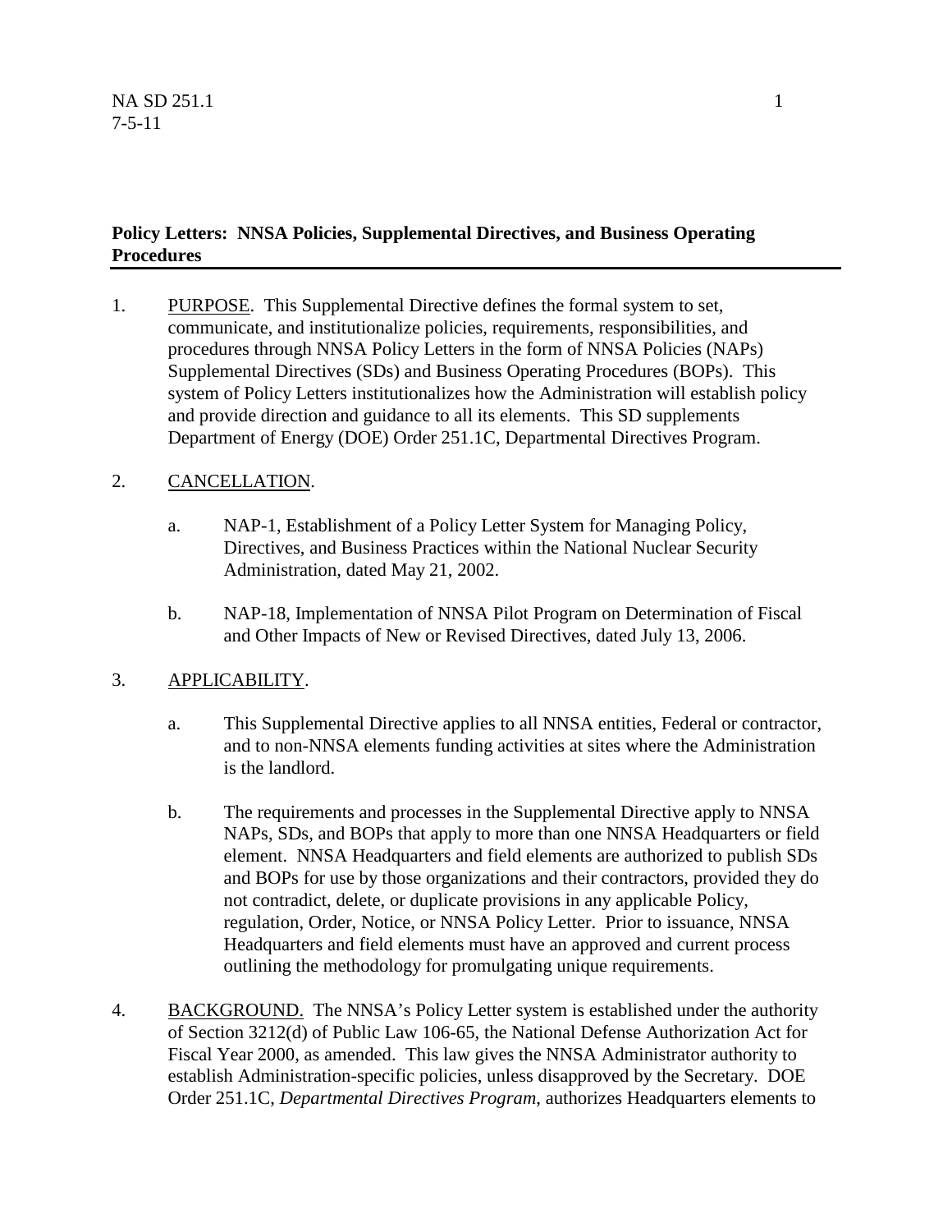**Policy Letters: NNSA Policies, Supplemental Directives, and Business Operating Procedures**

1. PURPOSE. This Supplemental Directive defines the formal system to set, communicate, and institutionalize policies, requirements, responsibilities, and procedures through NNSA Policy Letters in the form of NNSA Policies (NAPs) Supplemental Directives (SDs) and Business Operating Procedures (BOPs). This system of Policy Letters institutionalizes how the Administration will establish policy and provide direction and guidance to all its elements. This SD supplements Department of Energy (DOE) Order 251.1C, Departmental Directives Program.

2. CANCELLATION.

   a. NAP-1, Establishment of a Policy Letter System for Managing Policy, Directives, and Business Practices within the National Nuclear Security Administration, dated May 21, 2002.

   b. NAP-18, Implementation of NNSA Pilot Program on Determination of Fiscal and Other Impacts of New or Revised Directives, dated July 13, 2006.

3. APPLICABILITY.

   a. This Supplemental Directive applies to all NNSA entities, Federal or contractor, and to non-NNSA elements funding activities at sites where the Administration is the landlord.

   b. The requirements and processes in the Supplemental Directive apply to NNSA NAPs, SDs, and BOPs that apply to more than one NNSA Headquarters or field element. NNSA Headquarters and field elements are authorized to publish SDs and BOPs for use by those organizations and their contractors, provided they do not contradict, delete, or duplicate provisions in any applicable Policy, regulation, Order, Notice, or NNSA Policy Letter. Prior to issuance, NNSA Headquarters and field elements must have an approved and current process outlining the methodology for promulgating unique requirements.

4. BACKGROUND. The NNSA's Policy Letter system is established under the authority of Section 3212(d) of Public Law 106-65, the National Defense Authorization Act for Fiscal Year 2000, as amended. This law gives the NNSA Administrator authority to establish Administration-specific policies, unless disapproved by the Secretary. DOE Order 251.1C, *Departmental Directives Program*, authorizes Headquarters elements to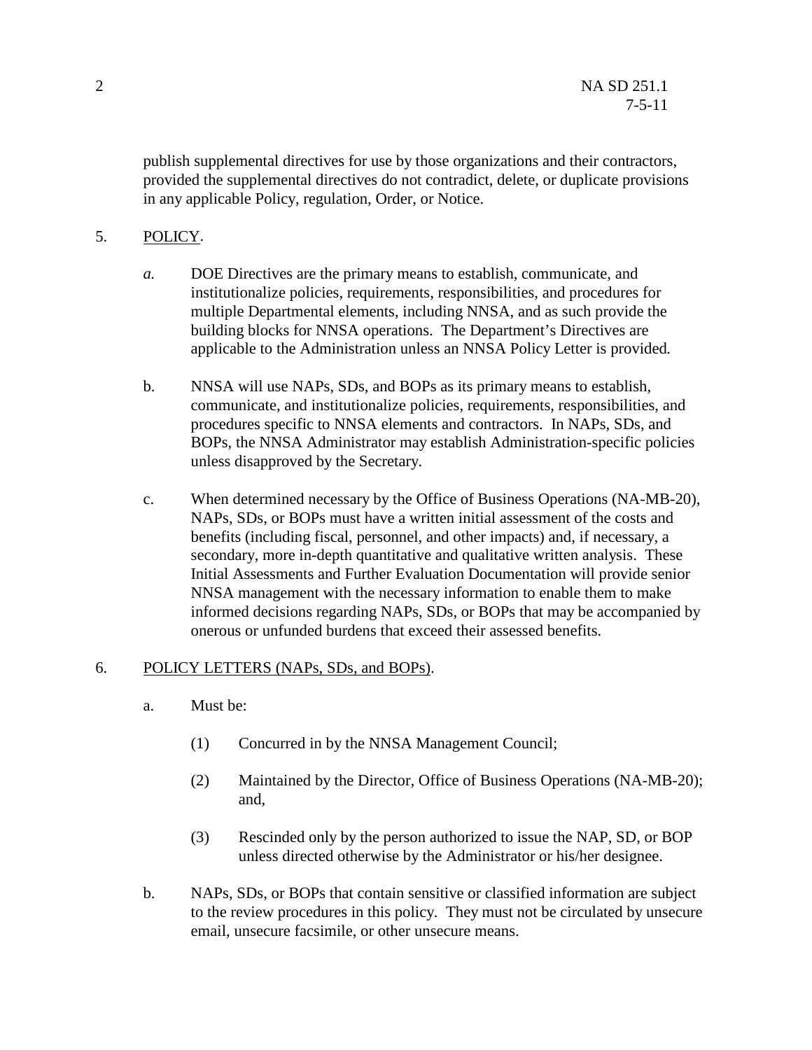publish supplemental directives for use by those organizations and their contractors, provided the supplemental directives do not contradict, delete, or duplicate provisions in any applicable Policy, regulation, Order, or Notice.

5. POLICY.

   *a.* DOE Directives are the primary means to establish, communicate, and institutionalize policies, requirements, responsibilities, and procedures for multiple Departmental elements, including NNSA, and as such provide the building blocks for NNSA operations. The Department's Directives are applicable to the Administration unless an NNSA Policy Letter is provided.

   b. NNSA will use NAPs, SDs, and BOPs as its primary means to establish, communicate, and institutionalize policies, requirements, responsibilities, and procedures specific to NNSA elements and contractors. In NAPs, SDs, and BOPs, the NNSA Administrator may establish Administration-specific policies unless disapproved by the Secretary.

   c. When determined necessary by the Office of Business Operations (NA-MB-20), NAPs, SDs, or BOPs must have a written initial assessment of the costs and benefits (including fiscal, personnel, and other impacts) and, if necessary, a secondary, more in-depth quantitative and qualitative written analysis. These Initial Assessments and Further Evaluation Documentation will provide senior NNSA management with the necessary information to enable them to make informed decisions regarding NAPs, SDs, or BOPs that may be accompanied by onerous or unfunded burdens that exceed their assessed benefits.

6. POLICY LETTERS (NAPs, SDs, and BOPs).

   a. Must be:

      (1) Concurred in by the NNSA Management Council;

      (2) Maintained by the Director, Office of Business Operations (NA-MB-20); and,

      (3) Rescinded only by the person authorized to issue the NAP, SD, or BOP unless directed otherwise by the Administrator or his/her designee.

   b. NAPs, SDs, or BOPs that contain sensitive or classified information are subject to the review procedures in this policy. They must not be circulated by unsecure email, unsecure facsimile, or other unsecure means.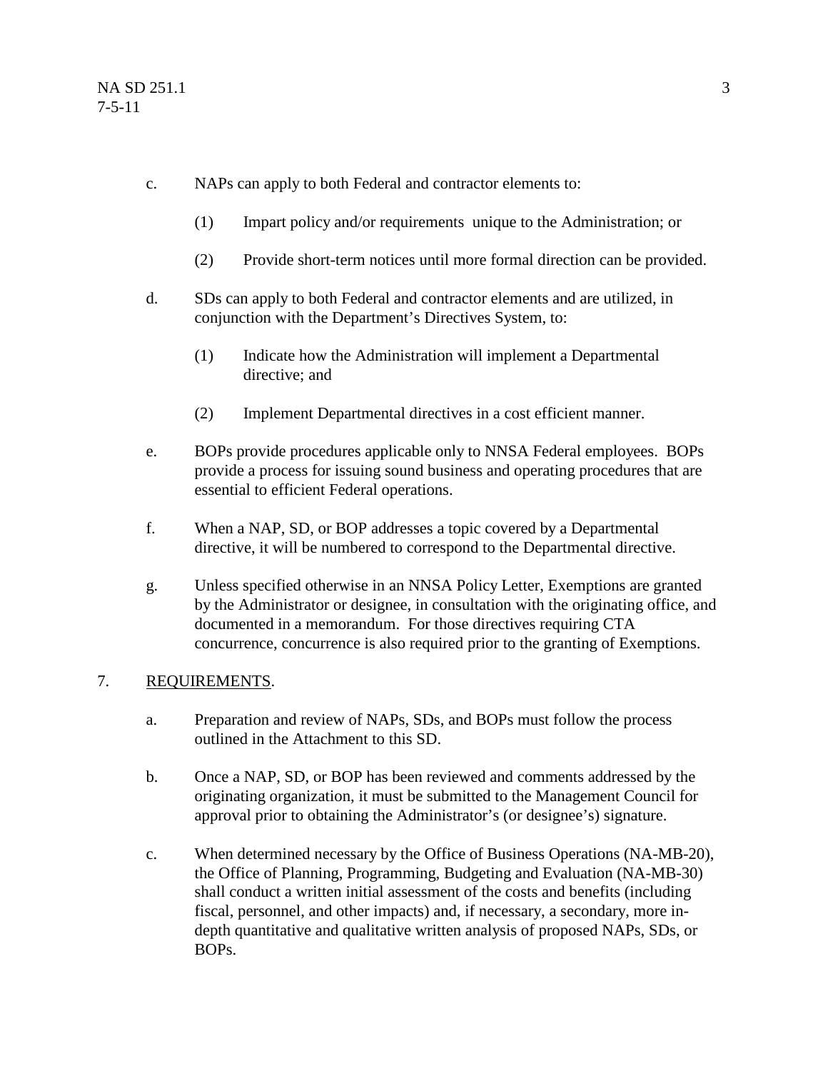c. NAPs can apply to both Federal and contractor elements to:

   (1) Impart policy and/or requirements unique to the Administration; or

   (2) Provide short-term notices until more formal direction can be provided.

d. SDs can apply to both Federal and contractor elements and are utilized, in conjunction with the Department's Directives System, to:

   (1) Indicate how the Administration will implement a Departmental directive; and

   (2) Implement Departmental directives in a cost efficient manner.

e. BOPs provide procedures applicable only to NNSA Federal employees. BOPs provide a process for issuing sound business and operating procedures that are essential to efficient Federal operations.

f. When a NAP, SD, or BOP addresses a topic covered by a Departmental directive, it will be numbered to correspond to the Departmental directive.

g. Unless specified otherwise in an NNSA Policy Letter, Exemptions are granted by the Administrator or designee, in consultation with the originating office, and documented in a memorandum. For those directives requiring CTA concurrence, concurrence is also required prior to the granting of Exemptions.

7. <u>REQUIREMENTS</u>.

a. Preparation and review of NAPs, SDs, and BOPs must follow the process outlined in the Attachment to this SD.

b. Once a NAP, SD, or BOP has been reviewed and comments addressed by the originating organization, it must be submitted to the Management Council for approval prior to obtaining the Administrator's (or designee's) signature.

c. When determined necessary by the Office of Business Operations (NA-MB-20), the Office of Planning, Programming, Budgeting and Evaluation (NA-MB-30) shall conduct a written initial assessment of the costs and benefits (including fiscal, personnel, and other impacts) and, if necessary, a secondary, more in-depth quantitative and qualitative written analysis of proposed NAPs, SDs, or BOPs.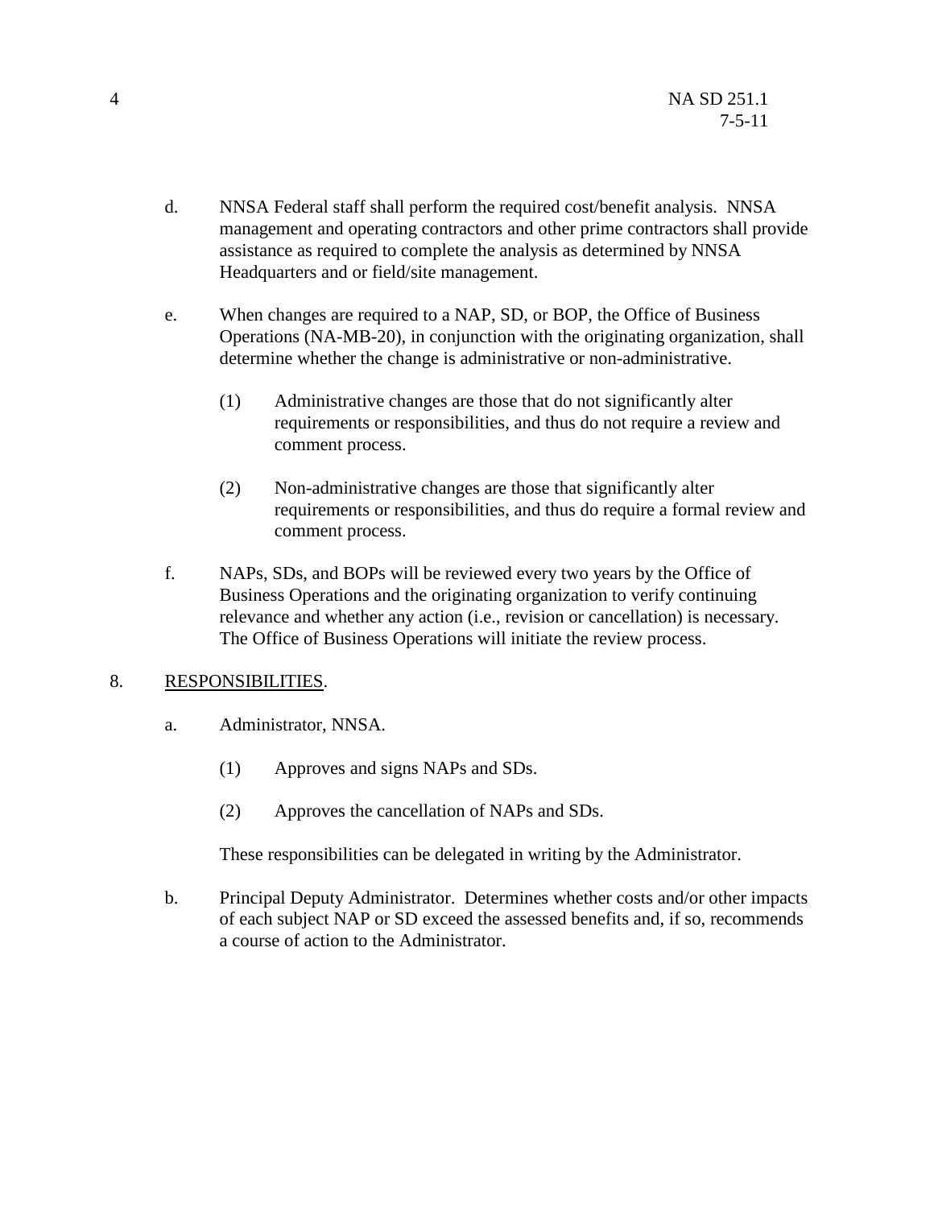d. NNSA Federal staff shall perform the required cost/benefit analysis. NNSA management and operating contractors and other prime contractors shall provide assistance as required to complete the analysis as determined by NNSA Headquarters and or field/site management.

e. When changes are required to a NAP, SD, or BOP, the Office of Business Operations (NA-MB-20), in conjunction with the originating organization, shall determine whether the change is administrative or non-administrative.

   (1) Administrative changes are those that do not significantly alter requirements or responsibilities, and thus do not require a review and comment process.

   (2) Non-administrative changes are those that significantly alter requirements or responsibilities, and thus do require a formal review and comment process.

f. NAPs, SDs, and BOPs will be reviewed every two years by the Office of Business Operations and the originating organization to verify continuing relevance and whether any action (i.e., revision or cancellation) is necessary. The Office of Business Operations will initiate the review process.

8. RESPONSIBILITIES.

   a. Administrator, NNSA.

      (1) Approves and signs NAPs and SDs.

      (2) Approves the cancellation of NAPs and SDs.

      These responsibilities can be delegated in writing by the Administrator.

   b. Principal Deputy Administrator. Determines whether costs and/or other impacts of each subject NAP or SD exceed the assessed benefits and, if so, recommends a course of action to the Administrator.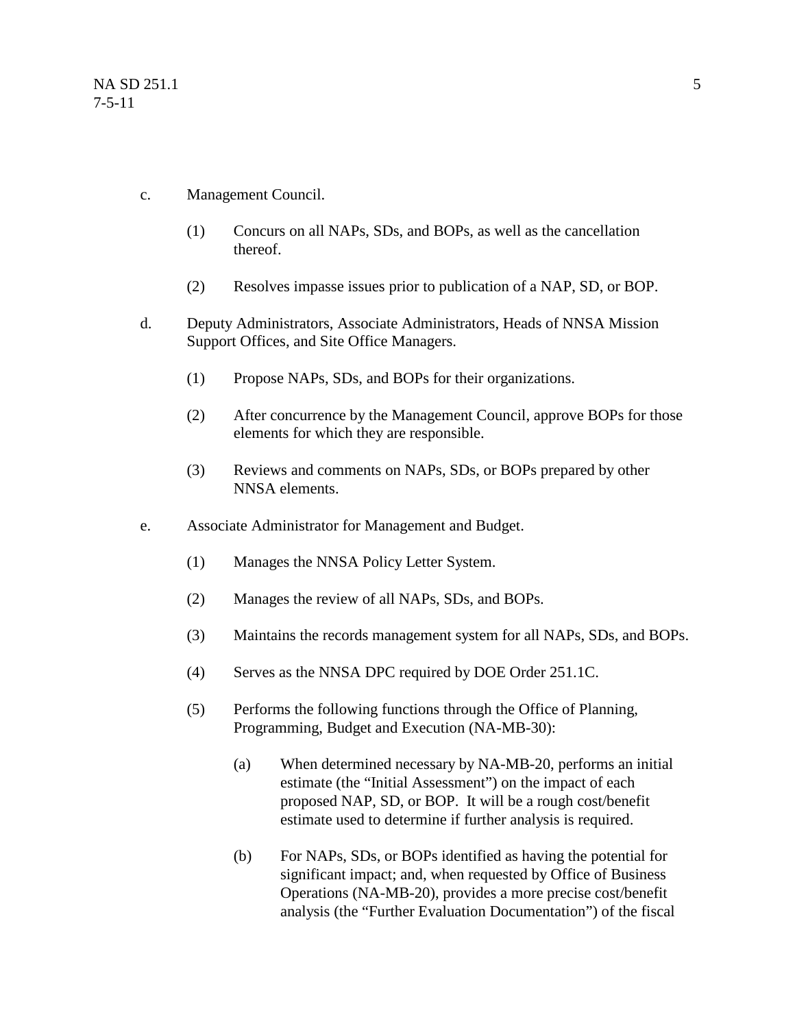c. Management Council.

(1) Concurs on all NAPs, SDs, and BOPs, as well as the cancellation thereof.

(2) Resolves impasse issues prior to publication of a NAP, SD, or BOP.

d. Deputy Administrators, Associate Administrators, Heads of NNSA Mission Support Offices, and Site Office Managers.

(1) Propose NAPs, SDs, and BOPs for their organizations.

(2) After concurrence by the Management Council, approve BOPs for those elements for which they are responsible.

(3) Reviews and comments on NAPs, SDs, or BOPs prepared by other NNSA elements.

e. Associate Administrator for Management and Budget.

(1) Manages the NNSA Policy Letter System.

(2) Manages the review of all NAPs, SDs, and BOPs.

(3) Maintains the records management system for all NAPs, SDs, and BOPs.

(4) Serves as the NNSA DPC required by DOE Order 251.1C.

(5) Performs the following functions through the Office of Planning, Programming, Budget and Execution (NA-MB-30):

(a) When determined necessary by NA-MB-20, performs an initial estimate (the "Initial Assessment") on the impact of each proposed NAP, SD, or BOP. It will be a rough cost/benefit estimate used to determine if further analysis is required.

(b) For NAPs, SDs, or BOPs identified as having the potential for significant impact; and, when requested by Office of Business Operations (NA-MB-20), provides a more precise cost/benefit analysis (the "Further Evaluation Documentation") of the fiscal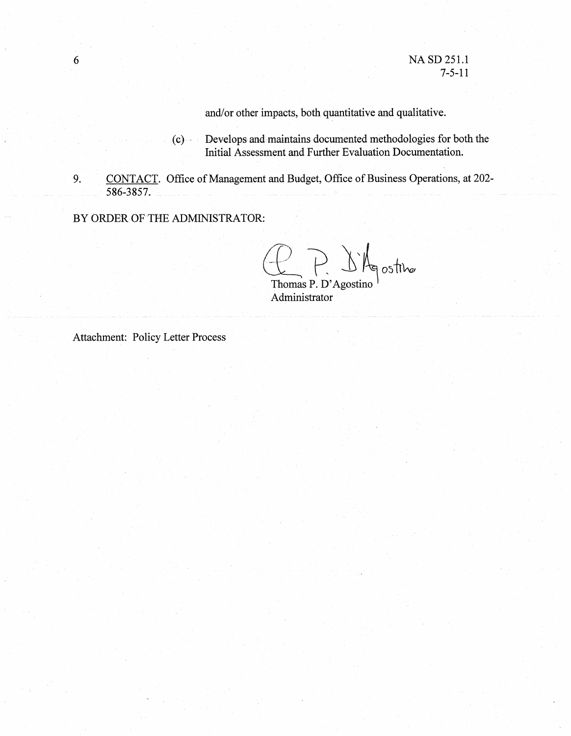and/or other impacts, both quantitative and qualitative.

(c) Develops and maintains documented methodologies for both the Initial Assessment and Further Evaluation Documentation.

9. CONTACT. Office of Management and Budget, Office of Business Operations, at 202-586-3857.

BY ORDER OF THE ADMINISTRATOR:

Thomas P. D'Agostino
Administrator

Attachment: Policy Letter Process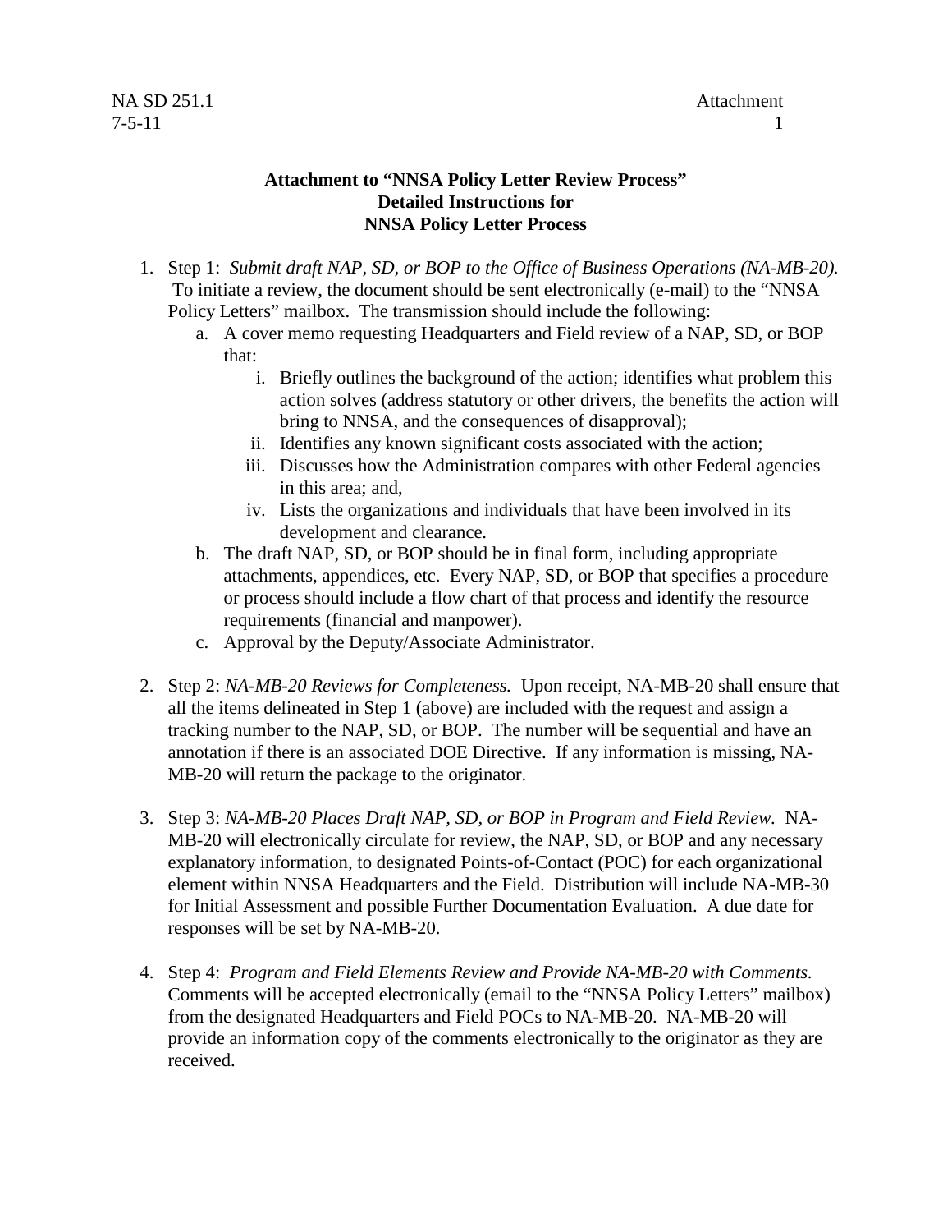**Attachment to "NNSA Policy Letter Review Process"**
**Detailed Instructions for**
**NNSA Policy Letter Process**

1. Step 1: *Submit draft NAP, SD, or BOP to the Office of Business Operations (NA-MB-20).* To initiate a review, the document should be sent electronically (e-mail) to the "NNSA Policy Letters" mailbox. The transmission should include the following:
   a. A cover memo requesting Headquarters and Field review of a NAP, SD, or BOP that:
      i. Briefly outlines the background of the action; identifies what problem this action solves (address statutory or other drivers, the benefits the action will bring to NNSA, and the consequences of disapproval);
      ii. Identifies any known significant costs associated with the action;
      iii. Discusses how the Administration compares with other Federal agencies in this area; and,
      iv. Lists the organizations and individuals that have been involved in its development and clearance.
   b. The draft NAP, SD, or BOP should be in final form, including appropriate attachments, appendices, etc. Every NAP, SD, or BOP that specifies a procedure or process should include a flow chart of that process and identify the resource requirements (financial and manpower).
   c. Approval by the Deputy/Associate Administrator.

2. Step 2: *NA-MB-20 Reviews for Completeness.* Upon receipt, NA-MB-20 shall ensure that all the items delineated in Step 1 (above) are included with the request and assign a tracking number to the NAP, SD, or BOP. The number will be sequential and have an annotation if there is an associated DOE Directive. If any information is missing, NA-MB-20 will return the package to the originator.

3. Step 3: *NA-MB-20 Places Draft NAP, SD, or BOP in Program and Field Review.* NA-MB-20 will electronically circulate for review, the NAP, SD, or BOP and any necessary explanatory information, to designated Points-of-Contact (POC) for each organizational element within NNSA Headquarters and the Field. Distribution will include NA-MB-30 for Initial Assessment and possible Further Documentation Evaluation. A due date for responses will be set by NA-MB-20.

4. Step 4: *Program and Field Elements Review and Provide NA-MB-20 with Comments.* Comments will be accepted electronically (email to the "NNSA Policy Letters" mailbox) from the designated Headquarters and Field POCs to NA-MB-20. NA-MB-20 will provide an information copy of the comments electronically to the originator as they are received.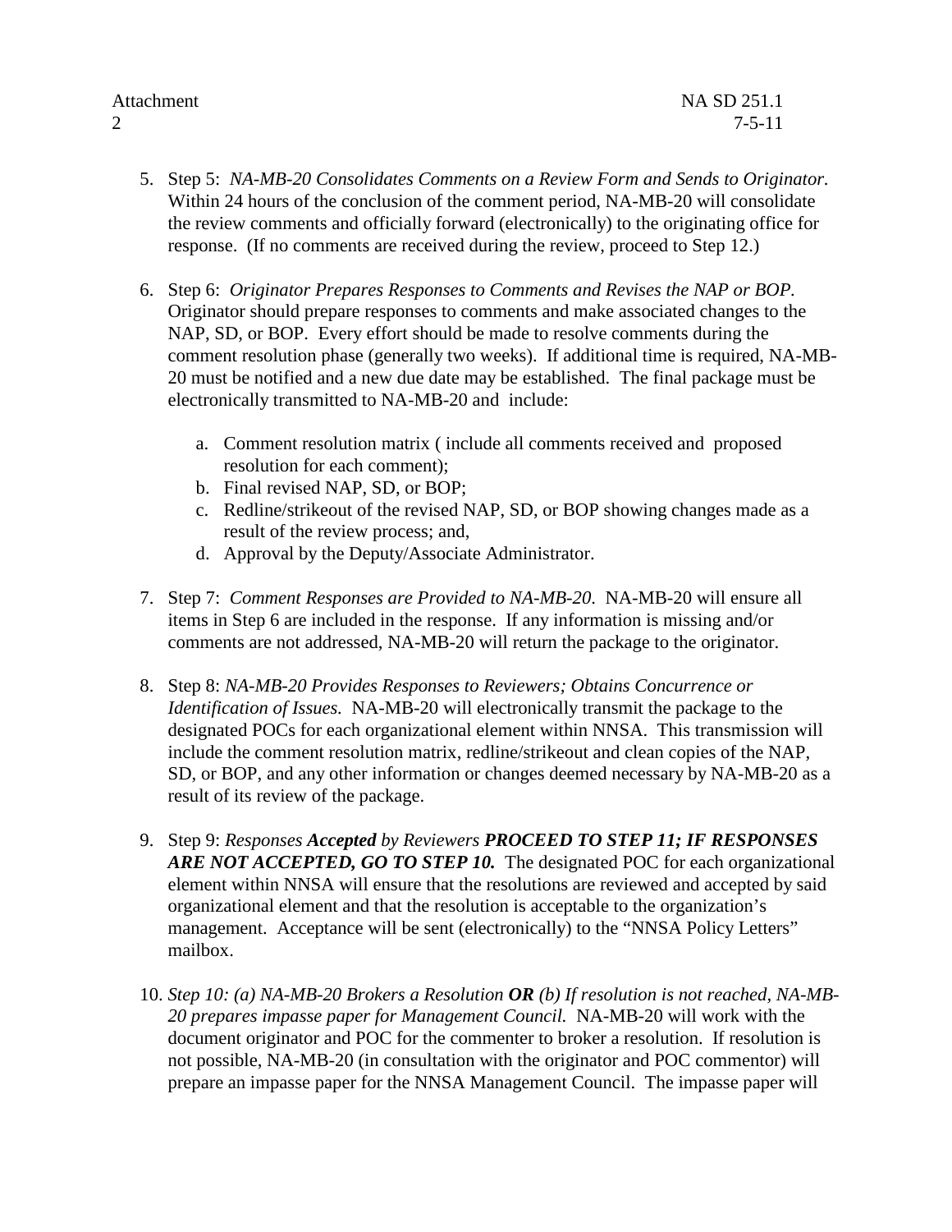5. Step 5: *NA-MB-20 Consolidates Comments on a Review Form and Sends to Originator.* Within 24 hours of the conclusion of the comment period, NA-MB-20 will consolidate the review comments and officially forward (electronically) to the originating office for response. (If no comments are received during the review, proceed to Step 12.)

6. Step 6: *Originator Prepares Responses to Comments and Revises the NAP or BOP.* Originator should prepare responses to comments and make associated changes to the NAP, SD, or BOP. Every effort should be made to resolve comments during the comment resolution phase (generally two weeks). If additional time is required, NA-MB-20 must be notified and a new due date may be established. The final package must be electronically transmitted to NA-MB-20 and include:

    a. Comment resolution matrix ( include all comments received and proposed resolution for each comment);
    b. Final revised NAP, SD, or BOP;
    c. Redline/strikeout of the revised NAP, SD, or BOP showing changes made as a result of the review process; and,
    d. Approval by the Deputy/Associate Administrator.

7. Step 7: *Comment Responses are Provided to NA-MB-20.* NA-MB-20 will ensure all items in Step 6 are included in the response. If any information is missing and/or comments are not addressed, NA-MB-20 will return the package to the originator.

8. Step 8: *NA-MB-20 Provides Responses to Reviewers; Obtains Concurrence or Identification of Issues.* NA-MB-20 will electronically transmit the package to the designated POCs for each organizational element within NNSA. This transmission will include the comment resolution matrix, redline/strikeout and clean copies of the NAP, SD, or BOP, and any other information or changes deemed necessary by NA-MB-20 as a result of its review of the package.

9. Step 9: *Responses **Accepted** by Reviewers **PROCEED TO STEP 11; IF RESPONSES ARE NOT ACCEPTED, GO TO STEP 10.*** The designated POC for each organizational element within NNSA will ensure that the resolutions are reviewed and accepted by said organizational element and that the resolution is acceptable to the organization's management. Acceptance will be sent (electronically) to the "NNSA Policy Letters" mailbox.

10. *Step 10: (a) NA-MB-20 Brokers a Resolution **OR** (b) If resolution is not reached, NA-MB-20 prepares impasse paper for Management Council.* NA-MB-20 will work with the document originator and POC for the commenter to broker a resolution. If resolution is not possible, NA-MB-20 (in consultation with the originator and POC commentor) will prepare an impasse paper for the NNSA Management Council. The impasse paper will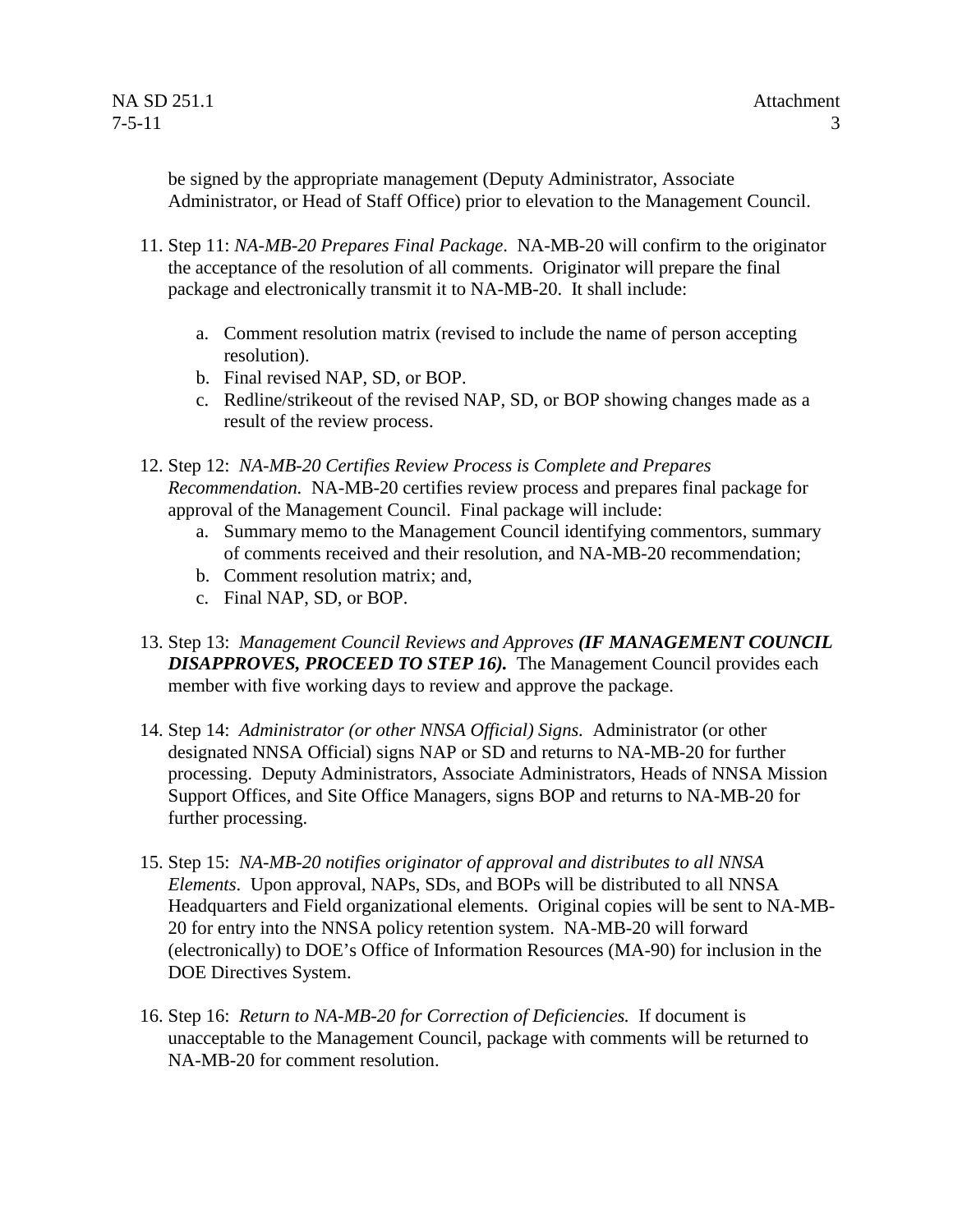be signed by the appropriate management (Deputy Administrator, Associate Administrator, or Head of Staff Office) prior to elevation to the Management Council.

11. Step 11: *NA-MB-20 Prepares Final Package*. NA-MB-20 will confirm to the originator the acceptance of the resolution of all comments. Originator will prepare the final package and electronically transmit it to NA-MB-20. It shall include:

    a. Comment resolution matrix (revised to include the name of person accepting resolution).
    b. Final revised NAP, SD, or BOP.
    c. Redline/strikeout of the revised NAP, SD, or BOP showing changes made as a result of the review process.

12. Step 12: *NA-MB-20 Certifies Review Process is Complete and Prepares Recommendation.* NA-MB-20 certifies review process and prepares final package for approval of the Management Council. Final package will include:
    a. Summary memo to the Management Council identifying commentors, summary of comments received and their resolution, and NA-MB-20 recommendation;
    b. Comment resolution matrix; and,
    c. Final NAP, SD, or BOP.

13. Step 13: *Management Council Reviews and Approves* ***(IF MANAGEMENT COUNCIL DISAPPROVES, PROCEED TO STEP 16).*** The Management Council provides each member with five working days to review and approve the package.

14. Step 14: *Administrator (or other NNSA Official) Signs.* Administrator (or other designated NNSA Official) signs NAP or SD and returns to NA-MB-20 for further processing. Deputy Administrators, Associate Administrators, Heads of NNSA Mission Support Offices, and Site Office Managers, signs BOP and returns to NA-MB-20 for further processing.

15. Step 15: *NA-MB-20 notifies originator of approval and distributes to all NNSA Elements*. Upon approval, NAPs, SDs, and BOPs will be distributed to all NNSA Headquarters and Field organizational elements. Original copies will be sent to NA-MB-20 for entry into the NNSA policy retention system. NA-MB-20 will forward (electronically) to DOE's Office of Information Resources (MA-90) for inclusion in the DOE Directives System.

16. Step 16: *Return to NA-MB-20 for Correction of Deficiencies.* If document is unacceptable to the Management Council, package with comments will be returned to NA-MB-20 for comment resolution.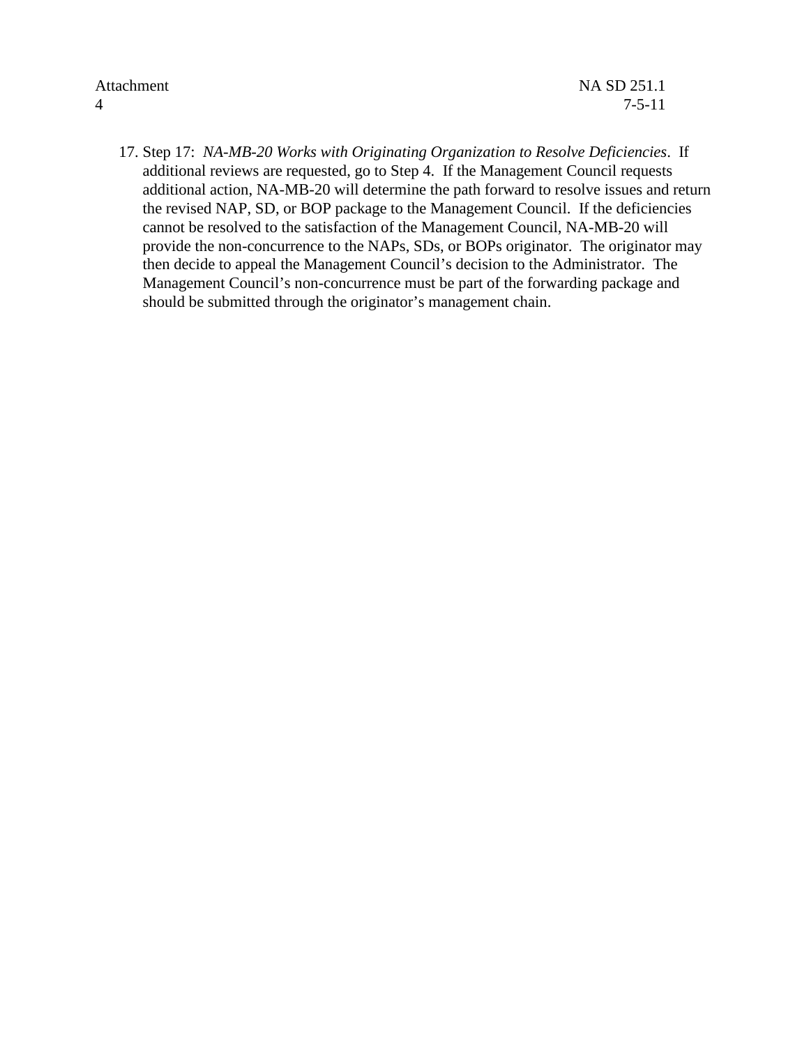17. Step 17: *NA-MB-20 Works with Originating Organization to Resolve Deficiencies*. If additional reviews are requested, go to Step 4. If the Management Council requests additional action, NA-MB-20 will determine the path forward to resolve issues and return the revised NAP, SD, or BOP package to the Management Council. If the deficiencies cannot be resolved to the satisfaction of the Management Council, NA-MB-20 will provide the non-concurrence to the NAPs, SDs, or BOPs originator. The originator may then decide to appeal the Management Council's decision to the Administrator. The Management Council's non-concurrence must be part of the forwarding package and should be submitted through the originator's management chain.